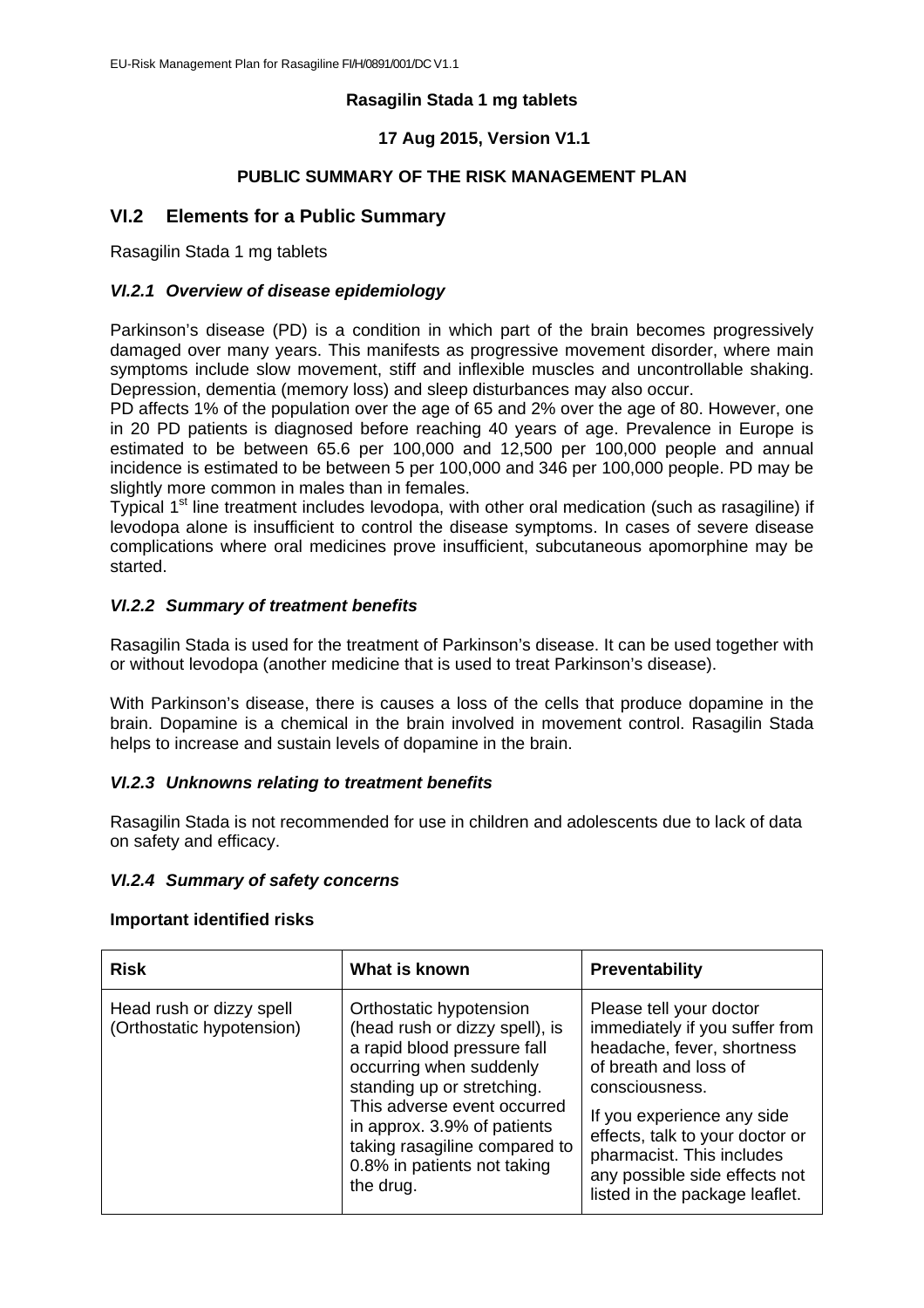**Rasagilin Stada 1 mg tablets**

**17 Aug 2015, Version V1.1**

**PUBLIC SUMMARY OF THE RISK MANAGEMENT PLAN**

## VI.2 Elements for a Public Summary

Rasagilin Stada 1 mg tablets

### *VI.2.1 Overview of disease epidemiology*

Parkinson's disease (PD) is a condition in which part of the brain becomes progressively damaged over many years. This manifests as progressive movement disorder, where main symptoms include slow movement, stiff and inflexible muscles and uncontrollable shaking. Depression, dementia (memory loss) and sleep disturbances may also occur.

PD affects 1% of the population over the age of 65 and 2% over the age of 80. However, one in 20 PD patients is diagnosed before reaching 40 years of age. Prevalence in Europe is estimated to be between 65.6 per 100,000 and 12,500 per 100,000 people and annual incidence is estimated to be between 5 per 100,000 and 346 per 100,000 people. PD may be slightly more common in males than in females.

Typical 1st line treatment includes levodopa, with other oral medication (such as rasagiline) if levodopa alone is insufficient to control the disease symptoms. In cases of severe disease complications where oral medicines prove insufficient, subcutaneous apomorphine may be started.

### *VI.2.2 Summary of treatment benefits*

Rasagilin Stada is used for the treatment of Parkinson's disease. It can be used together with or without levodopa (another medicine that is used to treat Parkinson's disease).

With Parkinson's disease, there is causes a loss of the cells that produce dopamine in the brain. Dopamine is a chemical in the brain involved in movement control. Rasagilin Stada helps to increase and sustain levels of dopamine in the brain.

### *VI.2.3 Unknowns relating to treatment benefits*

Rasagilin Stada is not recommended for use in children and adolescents due to lack of data on safety and efficacy.

### *VI.2.4 Summary of safety concerns*

**Important identified risks**

| **Risk** | **What is known** | **Preventability** |
|---|---|---|
| Head rush or dizzy spell (Orthostatic hypotension) | Orthostatic hypotension (head rush or dizzy spell), is a rapid blood pressure fall occurring when suddenly standing up or stretching. This adverse event occurred in approx. 3.9% of patients taking rasagiline compared to 0.8% in patients not taking the drug. | Please tell your doctor immediately if you suffer from headache, fever, shortness of breath and loss of consciousness.<br><br>If you experience any side effects, talk to your doctor or pharmacist. This includes any possible side effects not listed in the package leaflet. |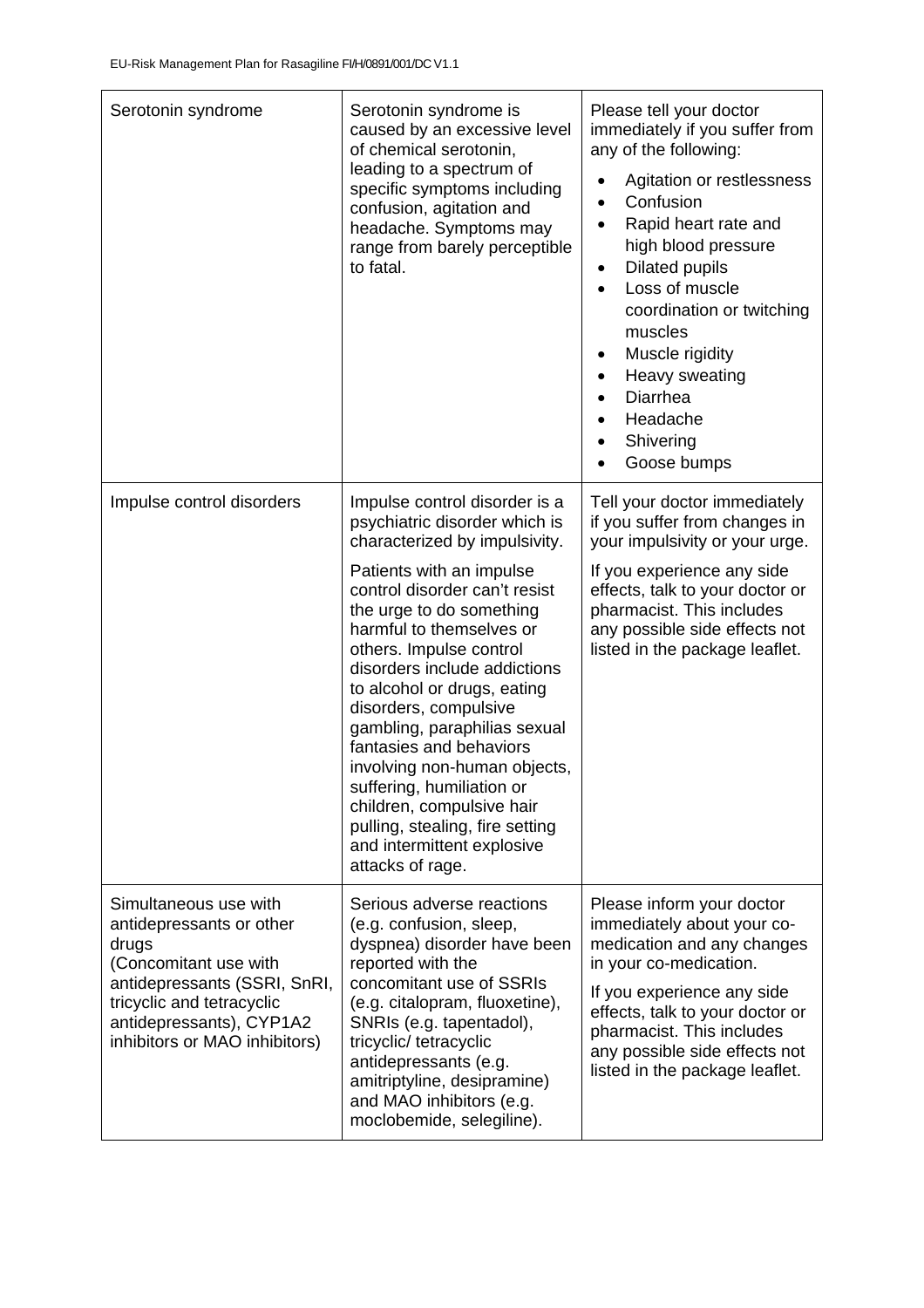| Serotonin syndrome | Serotonin syndrome is caused by an excessive level of chemical serotonin, leading to a spectrum of specific symptoms including confusion, agitation and headache. Symptoms may range from barely perceptible to fatal. | Please tell your doctor immediately if you suffer from any of the following:<br>• Agitation or restlessness<br>• Confusion<br>• Rapid heart rate and high blood pressure<br>• Dilated pupils<br>• Loss of muscle coordination or twitching muscles<br>• Muscle rigidity<br>• Heavy sweating<br>• Diarrhea<br>• Headache<br>• Shivering<br>• Goose bumps |
|---|---|---|
| Impulse control disorders | Impulse control disorder is a psychiatric disorder which is characterized by impulsivity.<br><br>Patients with an impulse control disorder can't resist the urge to do something harmful to themselves or others. Impulse control disorders include addictions to alcohol or drugs, eating disorders, compulsive gambling, paraphilias sexual fantasies and behaviors involving non-human objects, suffering, humiliation or children, compulsive hair pulling, stealing, fire setting and intermittent explosive attacks of rage. | Tell your doctor immediately if you suffer from changes in your impulsivity or your urge.<br><br>If you experience any side effects, talk to your doctor or pharmacist. This includes any possible side effects not listed in the package leaflet. |
| Simultaneous use with antidepressants or other drugs (Concomitant use with antidepressants (SSRI, SnRI, tricyclic and tetracyclic antidepressants), CYP1A2 inhibitors or MAO inhibitors) | Serious adverse reactions (e.g. confusion, sleep, dyspnea) disorder have been reported with the concomitant use of SSRIs (e.g. citalopram, fluoxetine), SNRIs (e.g. tapentadol), tricyclic/ tetracyclic antidepressants (e.g. amitriptyline, desipramine) and MAO inhibitors (e.g. moclobemide, selegiline). | Please inform your doctor immediately about your co-medication and any changes in your co-medication.<br><br>If you experience any side effects, talk to your doctor or pharmacist. This includes any possible side effects not listed in the package leaflet. |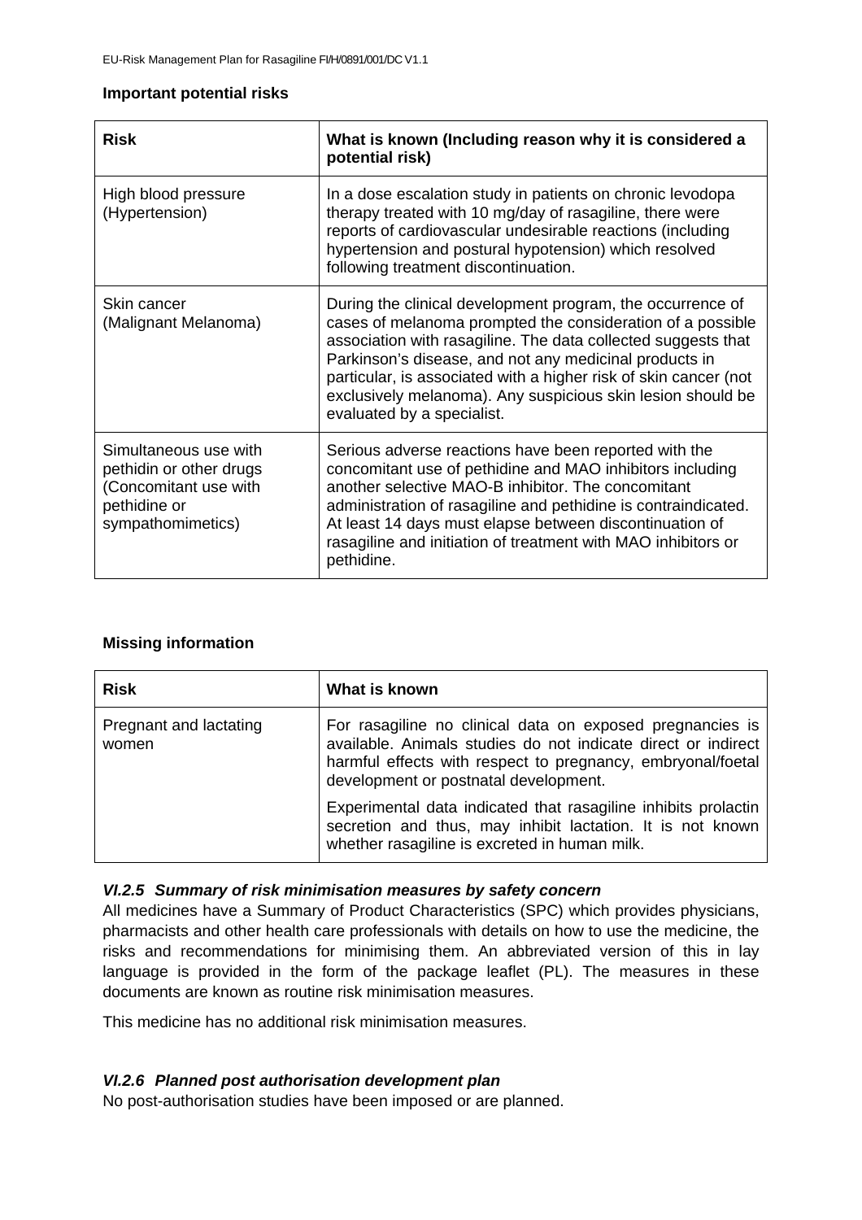**Important potential risks**

| Risk | What is known (Including reason why it is considered a potential risk) |
|---|---|
| High blood pressure (Hypertension) | In a dose escalation study in patients on chronic levodopa therapy treated with 10 mg/day of rasagiline, there were reports of cardiovascular undesirable reactions (including hypertension and postural hypotension) which resolved following treatment discontinuation. |
| Skin cancer (Malignant Melanoma) | During the clinical development program, the occurrence of cases of melanoma prompted the consideration of a possible association with rasagiline. The data collected suggests that Parkinson's disease, and not any medicinal products in particular, is associated with a higher risk of skin cancer (not exclusively melanoma). Any suspicious skin lesion should be evaluated by a specialist. |
| Simultaneous use with pethidin or other drugs (Concomitant use with pethidine or sympathomimetics) | Serious adverse reactions have been reported with the concomitant use of pethidine and MAO inhibitors including another selective MAO-B inhibitor. The concomitant administration of rasagiline and pethidine is contraindicated. At least 14 days must elapse between discontinuation of rasagiline and initiation of treatment with MAO inhibitors or pethidine. |

**Missing information**

| Risk | What is known |
|---|---|
| Pregnant and lactating women | For rasagiline no clinical data on exposed pregnancies is available. Animals studies do not indicate direct or indirect harmful effects with respect to pregnancy, embryonal/foetal development or postnatal development.<br><br>Experimental data indicated that rasagiline inhibits prolactin secretion and thus, may inhibit lactation. It is not known whether rasagiline is excreted in human milk. |

### *VI.2.5 Summary of risk minimisation measures by safety concern*

All medicines have a Summary of Product Characteristics (SPC) which provides physicians, pharmacists and other health care professionals with details on how to use the medicine, the risks and recommendations for minimising them. An abbreviated version of this in lay language is provided in the form of the package leaflet (PL). The measures in these documents are known as routine risk minimisation measures.

This medicine has no additional risk minimisation measures.

### *VI.2.6 Planned post authorisation development plan*

No post-authorisation studies have been imposed or are planned.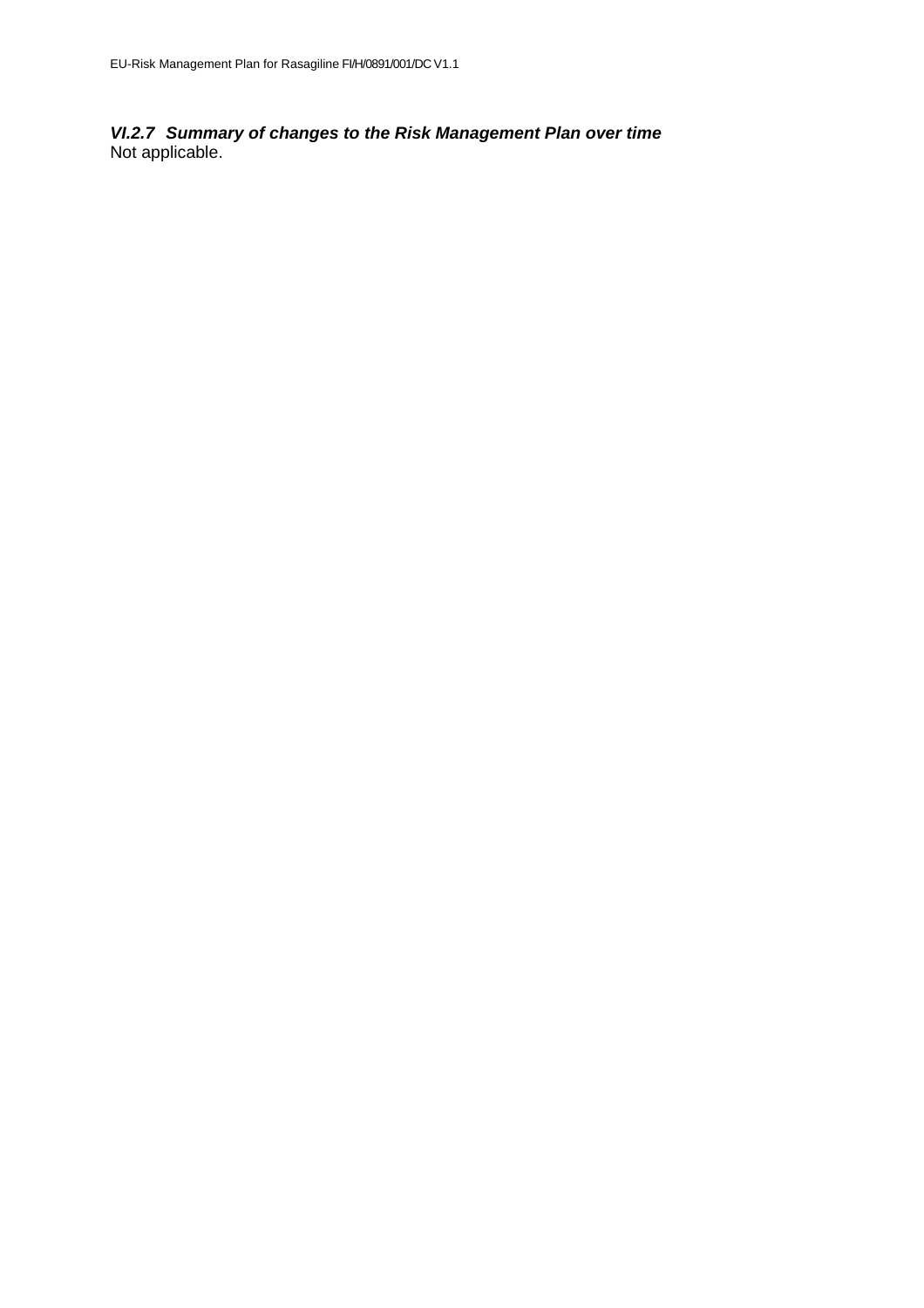### *VI.2.7 Summary of changes to the Risk Management Plan over time*

Not applicable.